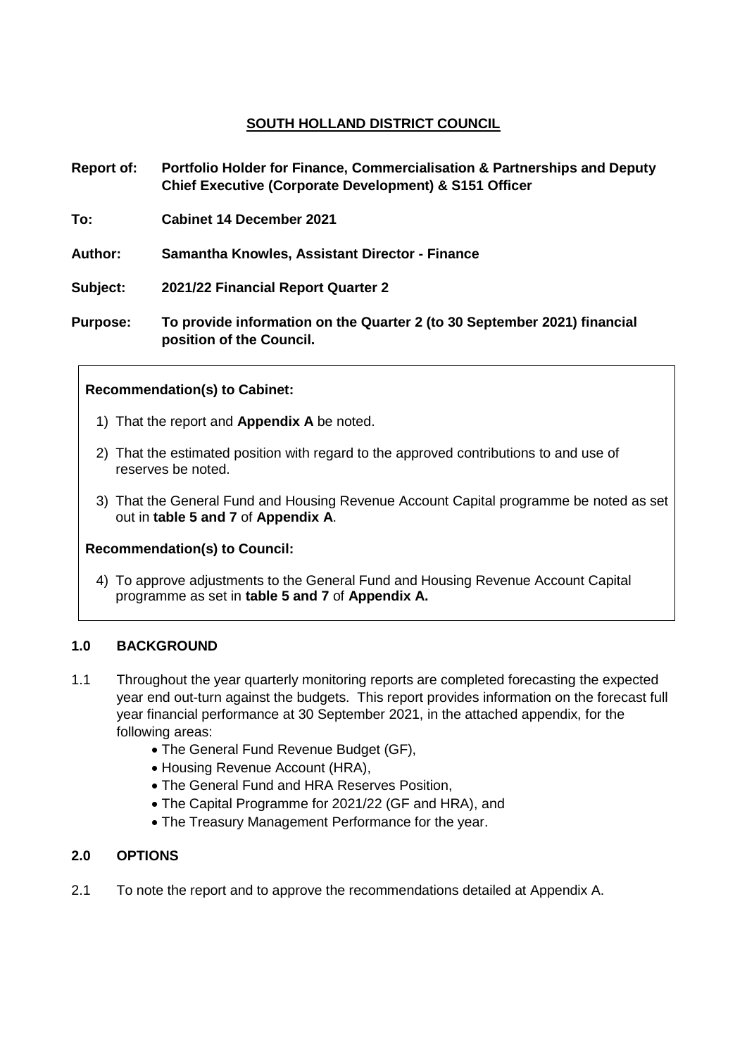# SOUTH HOLLAND DISTRICT COUNCIL

**Report of:** **Portfolio Holder for Finance, Commercialisation & Partnerships and Deputy Chief Executive (Corporate Development) & S151 Officer**

**To:** **Cabinet 14 December 2021**

**Author:** **Samantha Knowles, Assistant Director - Finance**

**Subject:** **2021/22 Financial Report Quarter 2**

**Purpose:** **To provide information on the Quarter 2 (to 30 September 2021) financial position of the Council.**

**Recommendation(s) to Cabinet:**

1) That the report and **Appendix A** be noted.
2) That the estimated position with regard to the approved contributions to and use of reserves be noted.
3) That the General Fund and Housing Revenue Account Capital programme be noted as set out in **table 5 and 7** of **Appendix A**.

**Recommendation(s) to Council:**

4) To approve adjustments to the General Fund and Housing Revenue Account Capital programme as set in **table 5 and 7** of **Appendix A.**

## 1.0 BACKGROUND

1.1 Throughout the year quarterly monitoring reports are completed forecasting the expected year end out-turn against the budgets. This report provides information on the forecast full year financial performance at 30 September 2021, in the attached appendix, for the following areas:

- The General Fund Revenue Budget (GF),
- Housing Revenue Account (HRA),
- The General Fund and HRA Reserves Position,
- The Capital Programme for 2021/22 (GF and HRA), and
- The Treasury Management Performance for the year.

## 2.0 OPTIONS

2.1 To note the report and to approve the recommendations detailed at Appendix A.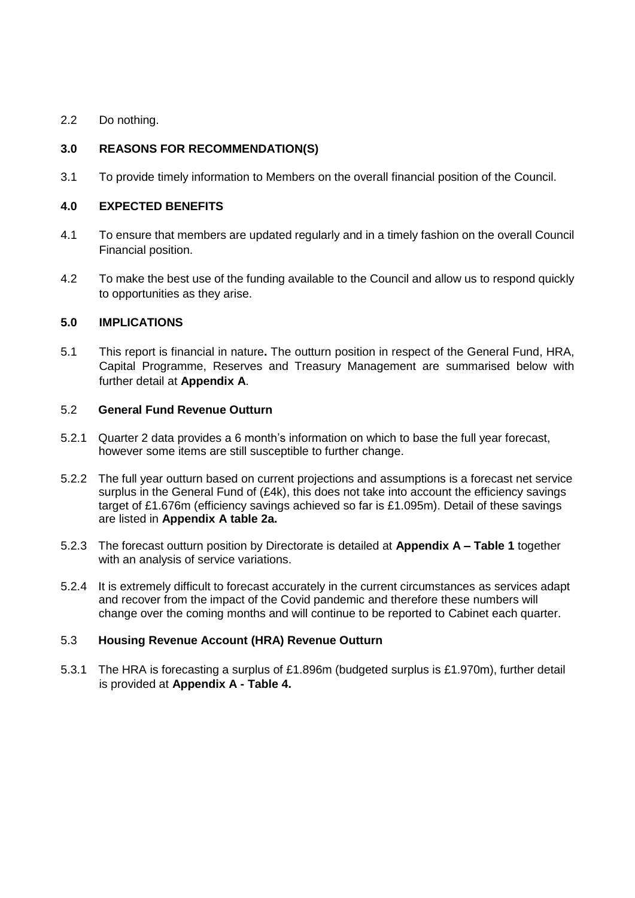2.2 Do nothing.

## 3.0 REASONS FOR RECOMMENDATION(S)

3.1 To provide timely information to Members on the overall financial position of the Council.

## 4.0 EXPECTED BENEFITS

4.1 To ensure that members are updated regularly and in a timely fashion on the overall Council Financial position.

4.2 To make the best use of the funding available to the Council and allow us to respond quickly to opportunities as they arise.

## 5.0 IMPLICATIONS

5.1 This report is financial in nature**.** The outturn position in respect of the General Fund, HRA, Capital Programme, Reserves and Treasury Management are summarised below with further detail at **Appendix A**.

### 5.2 General Fund Revenue Outturn

5.2.1 Quarter 2 data provides a 6 month's information on which to base the full year forecast, however some items are still susceptible to further change.

5.2.2 The full year outturn based on current projections and assumptions is a forecast net service surplus in the General Fund of (£4k), this does not take into account the efficiency savings target of £1.676m (efficiency savings achieved so far is £1.095m). Detail of these savings are listed in **Appendix A table 2a.**

5.2.3 The forecast outturn position by Directorate is detailed at **Appendix A – Table 1** together with an analysis of service variations.

5.2.4 It is extremely difficult to forecast accurately in the current circumstances as services adapt and recover from the impact of the Covid pandemic and therefore these numbers will change over the coming months and will continue to be reported to Cabinet each quarter.

### 5.3 Housing Revenue Account (HRA) Revenue Outturn

5.3.1 The HRA is forecasting a surplus of £1.896m (budgeted surplus is £1.970m), further detail is provided at **Appendix A - Table 4.**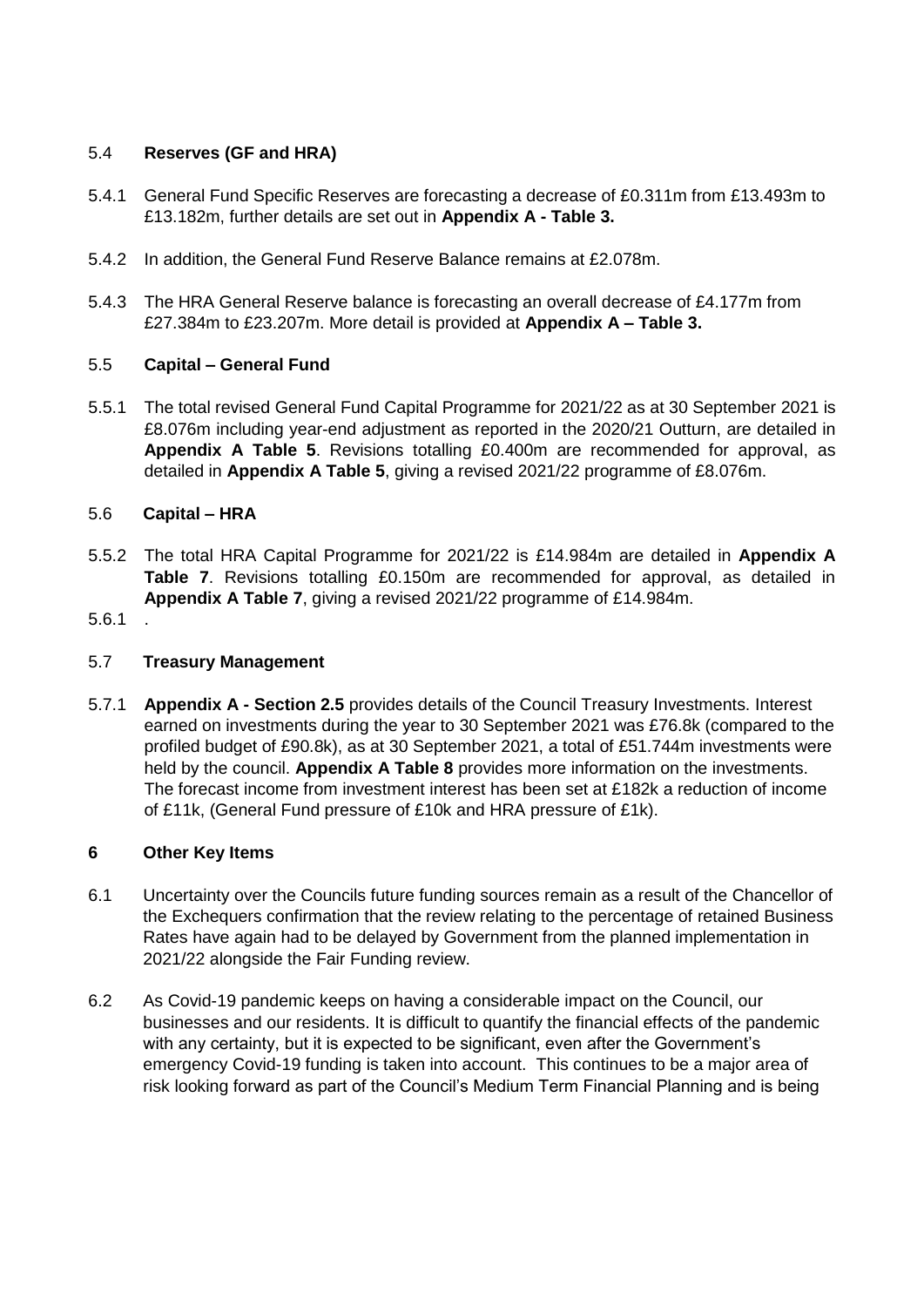### 5.4 **Reserves (GF and HRA)**

5.4.1 General Fund Specific Reserves are forecasting a decrease of £0.311m from £13.493m to £13.182m, further details are set out in **Appendix A - Table 3.**

5.4.2 In addition, the General Fund Reserve Balance remains at £2.078m.

5.4.3 The HRA General Reserve balance is forecasting an overall decrease of £4.177m from £27.384m to £23.207m. More detail is provided at **Appendix A – Table 3.**

### 5.5 **Capital – General Fund**

5.5.1 The total revised General Fund Capital Programme for 2021/22 as at 30 September 2021 is £8.076m including year-end adjustment as reported in the 2020/21 Outturn, are detailed in **Appendix A Table 5**. Revisions totalling £0.400m are recommended for approval, as detailed in **Appendix A Table 5**, giving a revised 2021/22 programme of £8.076m.

### 5.6 **Capital – HRA**

5.5.2 The total HRA Capital Programme for 2021/22 is £14.984m are detailed in **Appendix A Table 7**. Revisions totalling £0.150m are recommended for approval, as detailed in **Appendix A Table 7**, giving a revised 2021/22 programme of £14.984m.

5.6.1 .

### 5.7 **Treasury Management**

5.7.1 **Appendix A - Section 2.5** provides details of the Council Treasury Investments. Interest earned on investments during the year to 30 September 2021 was £76.8k (compared to the profiled budget of £90.8k), as at 30 September 2021, a total of £51.744m investments were held by the council. **Appendix A Table 8** provides more information on the investments. The forecast income from investment interest has been set at £182k a reduction of income of £11k, (General Fund pressure of £10k and HRA pressure of £1k).

## 6 **Other Key Items**

6.1 Uncertainty over the Councils future funding sources remain as a result of the Chancellor of the Exchequers confirmation that the review relating to the percentage of retained Business Rates have again had to be delayed by Government from the planned implementation in 2021/22 alongside the Fair Funding review.

6.2 As Covid-19 pandemic keeps on having a considerable impact on the Council, our businesses and our residents. It is difficult to quantify the financial effects of the pandemic with any certainty, but it is expected to be significant, even after the Government's emergency Covid-19 funding is taken into account. This continues to be a major area of risk looking forward as part of the Council's Medium Term Financial Planning and is being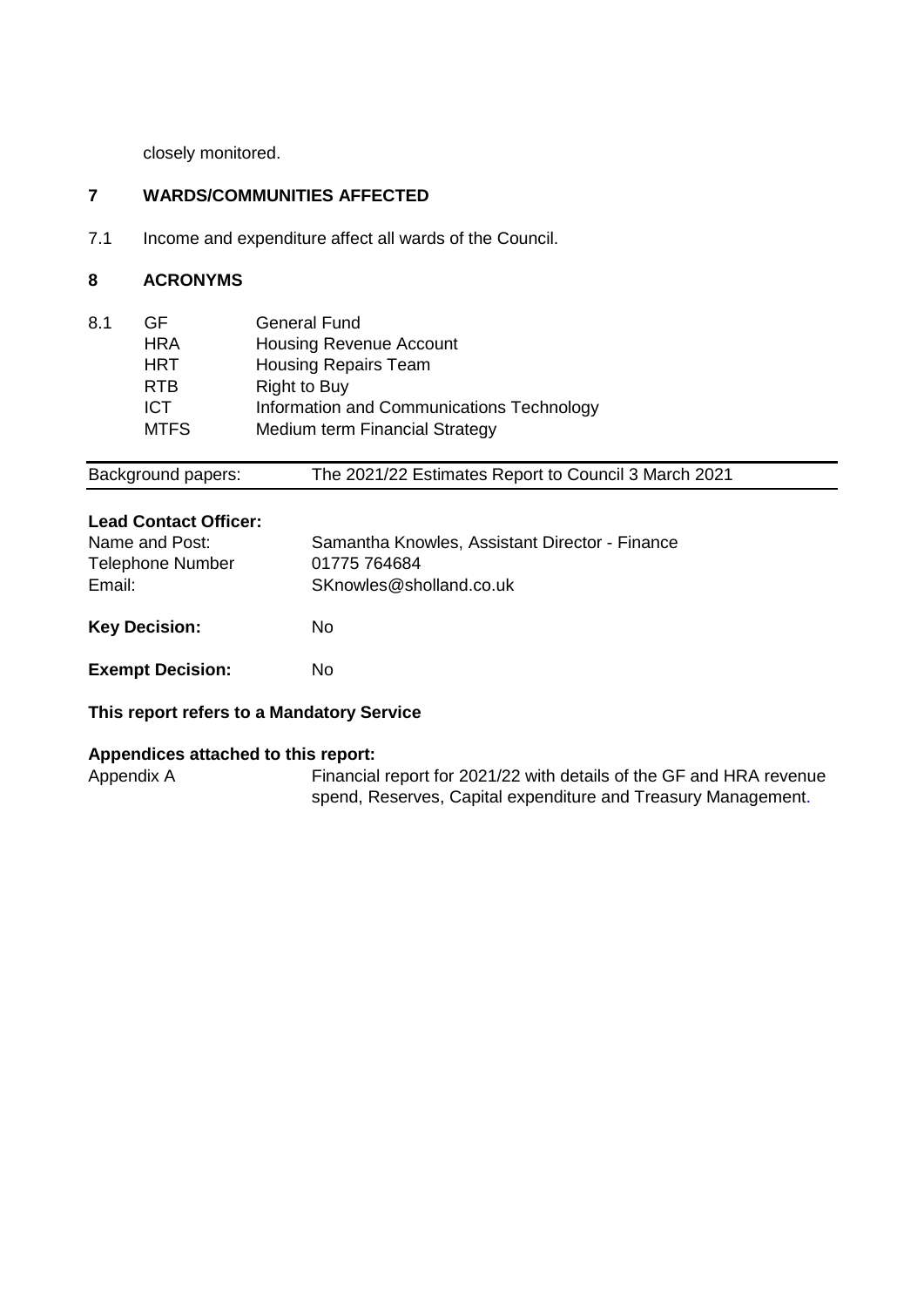closely monitored.

## 7 WARDS/COMMUNITIES AFFECTED

7.1 Income and expenditure affect all wards of the Council.

## 8 ACRONYMS

| | | |
|---|---|---|
| 8.1 | GF | General Fund |
| | HRA | Housing Revenue Account |
| | HRT | Housing Repairs Team |
| | RTB | Right to Buy |
| | ICT | Information and Communications Technology |
| | MTFS | Medium term Financial Strategy |

| | |
|---|---|
| Background papers: | The 2021/22 Estimates Report to Council 3 March 2021 |

**Lead Contact Officer:**

| | |
|---|---|
| Name and Post: | Samantha Knowles, Assistant Director - Finance |
| Telephone Number | 01775 764684 |
| Email: | SKnowles@sholland.co.uk |

**Key Decision:** No

**Exempt Decision:** No

**This report refers to a Mandatory Service**

**Appendices attached to this report:**

| | |
|---|---|
| Appendix A | Financial report for 2021/22 with details of the GF and HRA revenue spend, Reserves, Capital expenditure and Treasury Management. |